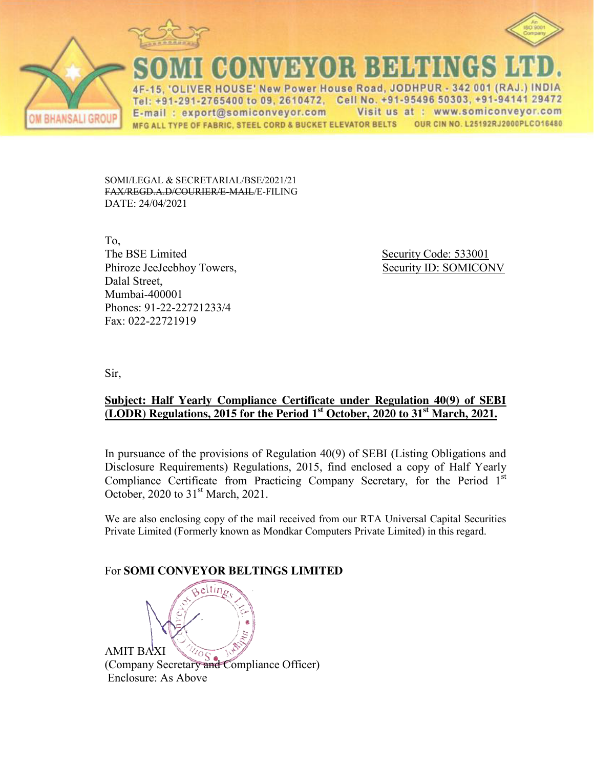# SOMI CONVEYOR BELTINGS LTD.

4F-15, 'OLIVER HOUSE' New Power House Road, JODHPUR - 342 001 (RAJ.) INDIA
Tel: +91-291-2765400 to 09, 2610472, Cell No. +91-95496 50303, +91-94141 29472
E-mail : export@somiconveyor.com Visit us at : www.somiconveyor.com
MFG ALL TYPE OF FABRIC, STEEL CORD & BUCKET ELEVATOR BELTS OUR CIN NO. L25192RJ2000PLCO16480

OM BHANSALI GROUP

SOMI/LEGAL & SECRETARIAL/BSE/2021/21
~~FAX/REGD.A.D/COURIER/E-MAIL~~/E-FILING
DATE: 24/04/2021

To,
The BSE Limited
Phiroze JeeJeebhoy Towers,
Dalal Street,
Mumbai-400001
Phones: 91-22-22721233/4
Fax: 022-22721919

Security Code: 533001
Security ID: SOMICONV

Sir,

**Subject: Half Yearly Compliance Certificate under Regulation 40(9) of SEBI (LODR) Regulations, 2015 for the Period 1st October, 2020 to 31st March, 2021.**

In pursuance of the provisions of Regulation 40(9) of SEBI (Listing Obligations and Disclosure Requirements) Regulations, 2015, find enclosed a copy of Half Yearly Compliance Certificate from Practicing Company Secretary, for the Period 1st October, 2020 to 31st March, 2021.

We are also enclosing copy of the mail received from our RTA Universal Capital Securities Private Limited (Formerly known as Mondkar Computers Private Limited) in this regard.

For **SOMI CONVEYOR BELTINGS LIMITED**

AMIT BAXI
(Company Secretary and Compliance Officer)
Enclosure: As Above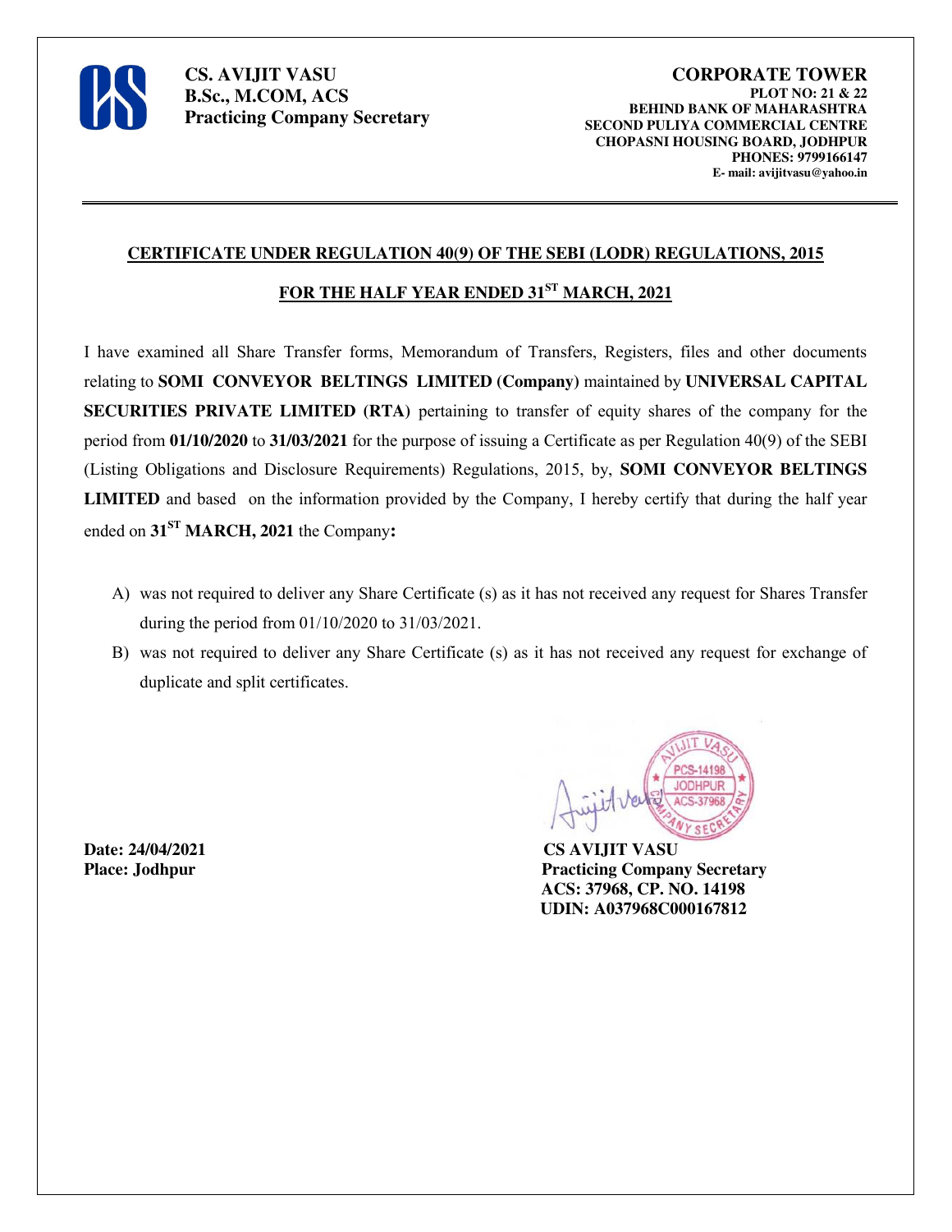**CS. AVIJIT VASU**
**B.Sc., M.COM, ACS**
**Practicing Company Secretary**

**CORPORATE TOWER**
**PLOT NO: 21 & 22**
**BEHIND BANK OF MAHARASHTRA**
**SECOND PULIYA COMMERCIAL CENTRE**
**CHOPASNI HOUSING BOARD, JODHPUR**
**PHONES: 9799166147**
**E- mail: avijitvasu@yahoo.in**

---

## CERTIFICATE UNDER REGULATION 40(9) OF THE SEBI (LODR) REGULATIONS, 2015

## FOR THE HALF YEAR ENDED 31ST MARCH, 2021

I have examined all Share Transfer forms, Memorandum of Transfers, Registers, files and other documents relating to **SOMI CONVEYOR BELTINGS LIMITED (Company)** maintained by **UNIVERSAL CAPITAL SECURITIES PRIVATE LIMITED (RTA)** pertaining to transfer of equity shares of the company for the period from **01/10/2020** to **31/03/2021** for the purpose of issuing a Certificate as per Regulation 40(9) of the SEBI (Listing Obligations and Disclosure Requirements) Regulations, 2015, by, **SOMI CONVEYOR BELTINGS LIMITED** and based on the information provided by the Company, I hereby certify that during the half year ended on **31ST MARCH, 2021** the Company**:**

A) was not required to deliver any Share Certificate (s) as it has not received any request for Shares Transfer during the period from 01/10/2020 to 31/03/2021.

B) was not required to deliver any Share Certificate (s) as it has not received any request for exchange of duplicate and split certificates.

**Date: 24/04/2021**
**Place: Jodhpur**

**CS AVIJIT VASU**
**Practicing Company Secretary**
**ACS: 37968, CP. NO. 14198**
**UDIN: A037968C000167812**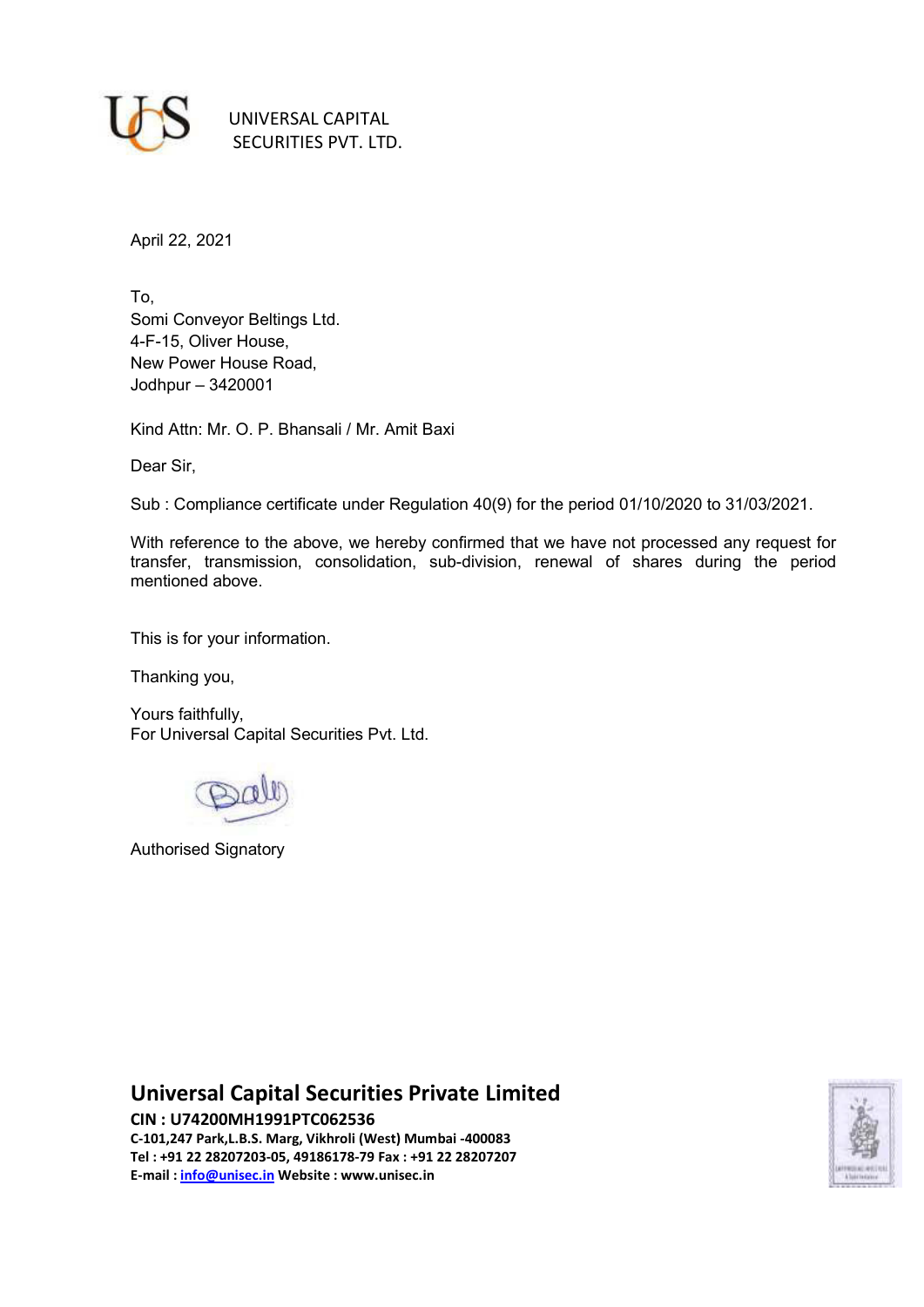UNIVERSAL CAPITAL SECURITIES PVT. LTD.

April 22, 2021

To,
Somi Conveyor Beltings Ltd.
4-F-15, Oliver House,
New Power House Road,
Jodhpur – 3420001

Kind Attn: Mr. O. P. Bhansali / Mr. Amit Baxi

Dear Sir,

Sub : Compliance certificate under Regulation 40(9) for the period 01/10/2020 to 31/03/2021.

With reference to the above, we hereby confirmed that we have not processed any request for transfer, transmission, consolidation, sub-division, renewal of shares during the period mentioned above.

This is for your information.

Thanking you,

Yours faithfully,
For Universal Capital Securities Pvt. Ltd.

Authorised Signatory

## Universal Capital Securities Private Limited

**CIN : U74200MH1991PTC062536**
**C-101,247 Park,L.B.S. Marg, Vikhroli (West) Mumbai -400083**
**Tel : +91 22 28207203-05, 49186178-79 Fax : +91 22 28207207**
**E-mail : info@unisec.in Website : www.unisec.in**